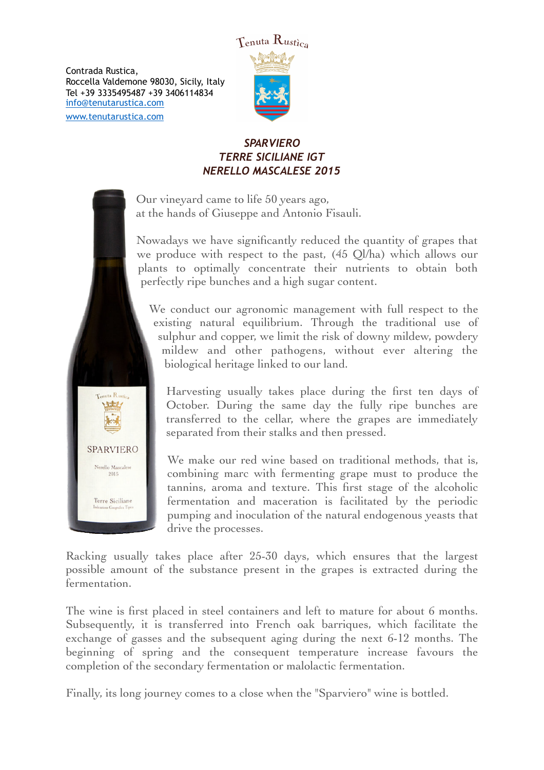Tenuta Rustìca

Contrada Rustica,
Roccella Valdemone 98030, Sicily, Italy
Tel +39 3335495487 +39 3406114834
info@tenutarustica.com
www.tenutarustica.com

## *SPARVIERO*
## *TERRE SICILIANE IGT*
## *NERELLO MASCALESE 2015*

Our vineyard came to life 50 years ago,
at the hands of Giuseppe and Antonio Fisauli.

Nowadays we have significantly reduced the quantity of grapes that we produce with respect to the past, (45 Ql/ha) which allows our plants to optimally concentrate their nutrients to obtain both perfectly ripe bunches and a high sugar content.

We conduct our agronomic management with full respect to the existing natural equilibrium. Through the traditional use of sulphur and copper, we limit the risk of downy mildew, powdery mildew and other pathogens, without ever altering the biological heritage linked to our land.

Harvesting usually takes place during the first ten days of October. During the same day the fully ripe bunches are transferred to the cellar, where the grapes are immediately separated from their stalks and then pressed.

We make our red wine based on traditional methods, that is, combining marc with fermenting grape must to produce the tannins, aroma and texture. This first stage of the alcoholic fermentation and maceration is facilitated by the periodic pumping and inoculation of the natural endogenous yeasts that drive the processes.

Racking usually takes place after 25-30 days, which ensures that the largest possible amount of the substance present in the grapes is extracted during the fermentation.

The wine is first placed in steel containers and left to mature for about 6 months. Subsequently, it is transferred into French oak barriques, which facilitate the exchange of gasses and the subsequent aging during the next 6-12 months. The beginning of spring and the consequent temperature increase favours the completion of the secondary fermentation or malolactic fermentation.

Finally, its long journey comes to a close when the "Sparviero" wine is bottled.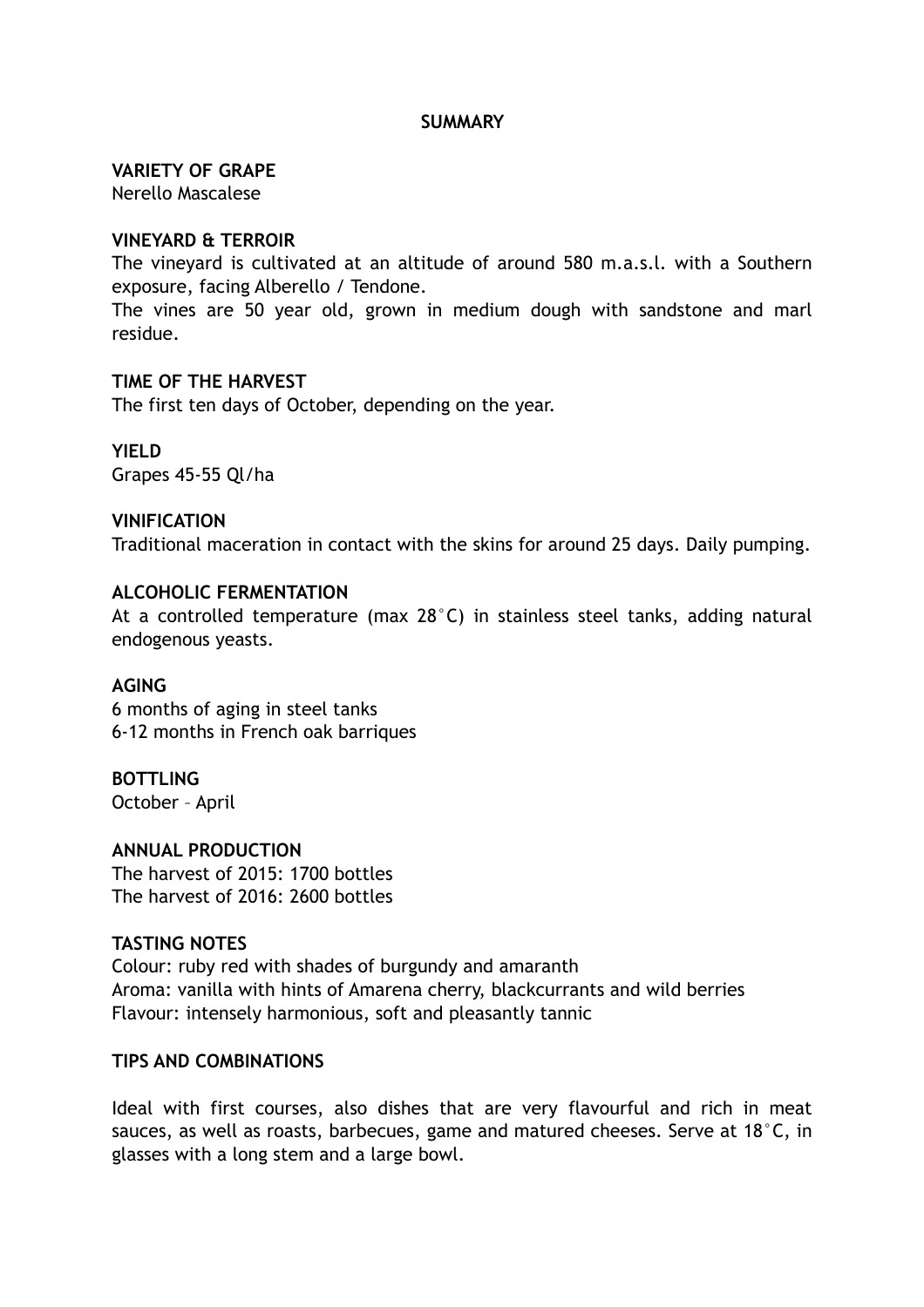## SUMMARY

**VARIETY OF GRAPE**
Nerello Mascalese

**VINEYARD & TERROIR**
The vineyard is cultivated at an altitude of around 580 m.a.s.l. with a Southern exposure, facing Alberello / Tendone.
The vines are 50 year old, grown in medium dough with sandstone and marl residue.

**TIME OF THE HARVEST**
The first ten days of October, depending on the year.

**YIELD**
Grapes 45-55 Ql/ha

**VINIFICATION**
Traditional maceration in contact with the skins for around 25 days. Daily pumping.

**ALCOHOLIC FERMENTATION**
At a controlled temperature (max 28°C) in stainless steel tanks, adding natural endogenous yeasts.

**AGING**
6 months of aging in steel tanks
6-12 months in French oak barriques

**BOTTLING**
October – April

**ANNUAL PRODUCTION**
The harvest of 2015: 1700 bottles
The harvest of 2016: 2600 bottles

**TASTING NOTES**
Colour: ruby red with shades of burgundy and amaranth
Aroma: vanilla with hints of Amarena cherry, blackcurrants and wild berries
Flavour: intensely harmonious, soft and pleasantly tannic

**TIPS AND COMBINATIONS**

Ideal with first courses, also dishes that are very flavourful and rich in meat sauces, as well as roasts, barbecues, game and matured cheeses. Serve at 18°C, in glasses with a long stem and a large bowl.